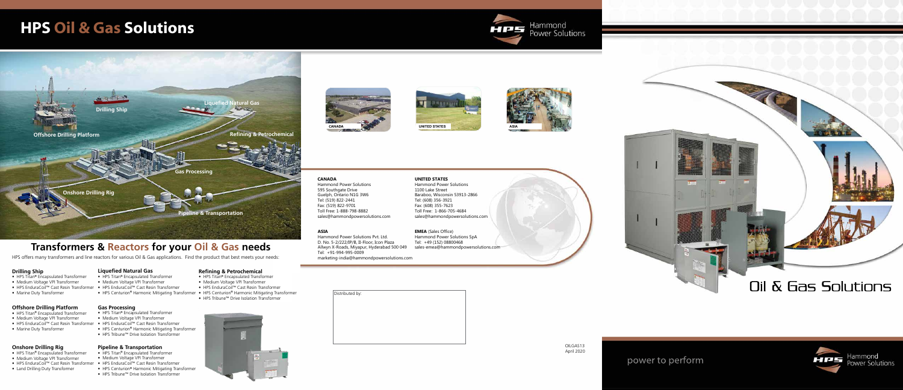# HPS Oil & Gas Solutions

Drilling Ship

Liquefied Natural Gas

Offshore Drilling Platform

Refining & Petrochemical

Gas Processing

Onshore Drilling Rig

Pipeline & Transportation

## Transformers & Reactors for your Oil & Gas needs

HPS offers many transformers and line reactors for various Oil & Gas applications. Find the product that best meets your needs:

### Drilling Ship

- HPS Titan® Encapsulated Transformer
- Medium Voltage VPI Transformer
- HPS EnduraCoil™ Cast Resin Transformer
- Marine Duty Transformer

### Offshore Drilling Platform

- HPS Titan® Encapsulated Transformer
- Medium Voltage VPI Transformer
- HPS EnduraCoil™ Cast Resin Transformer
- Marine Duty Transformer

### Onshore Drilling Rig

- HPS Titan® Encapsulated Transformer
- Medium Voltage VPI Transformer
- HPS EnduraCoil™ Cast Resin Transformer
- Land Drilling Duty Transformer

### Liquefied Natural Gas

- HPS Titan® Encapsulated Transformer
- Medium Voltage VPI Transformer
- HPS EnduraCoil™ Cast Resin Transformer
- HPS Centurion® Harmonic Mitigating Transformer

### Gas Processing

- HPS Titan® Encapsulated Transformer
- Medium Voltage VPI Transformer
- HPS EnduraCoil™ Cast Resin Transformer
- HPS Centurion® Harmonic Mitigating Transformer
- HPS Tribune™ Drive Isolation Transformer

### Pipeline & Transportation

- HPS Titan® Encapsulated Transformer
- Medium Voltage VPI Transformer
- HPS EnduraCoil™ Cast Resin Transformer
- HPS Centurion® Harmonic Mitigating Transformer
- HPS Tribune™ Drive Isolation Transformer

### Refining & Petrochemical

- HPS Titan® Encapsulated Transformer
- Medium Voltage VPI Transformer
- HPS EnduraCoil™ Cast Resin Transformer
- HPS Centurion® Harmonic Mitigating Transformer
- HPS Tribune™ Drive Isolation Transformer

CANADA UNITED STATES ASIA

**CANADA**
Hammond Power Solutions
595 Southgate Drive
Guelph, Ontario N1G 3W6
Tel: (519) 822-2441
Fax: (519) 822-9701
Toll Free: 1-888-798-8882
sales@hammondpowersolutions.com

**UNITED STATES**
Hammond Power Solutions
1100 Lake Street
Baraboo, Wisconsin 53913-2866
Tel: (608) 356-3921
Fax: (608) 355-7623
Toll Free: 1-866-705-4684
sales@hammondpowersolutions.com

**ASIA**
Hammond Power Solutions Pvt. Ltd.
D. No. 5-2/222/IP/B, II-Floor, Icon Plaza
Allwyn X-Roads, Miyapur, Hyderabad 500 049
Tel: +91-994-995-0009
marketing-india@hammondpowersolutions.com

**EMEA** (Sales Office)
Hammond Power Solutions SpA
Tel: +49 (152) 08800468
sales-emea@hammondpowersolutions.com

Distributed by:

OILGAS13
April 2020

Hammond Power Solutions

# Oil & Gas Solutions

power to perform

Hammond Power Solutions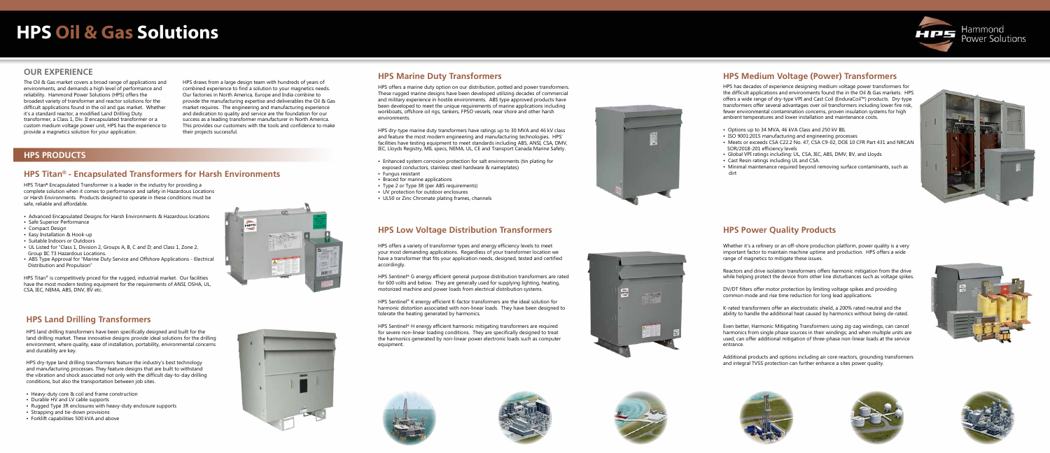# HPS Oil & Gas Solutions

## OUR EXPERIENCE

The Oil & Gas market covers a broad range of applications and environments, and demands a high level of performance and reliability. Hammond Power Solutions (HPS) offers the broadest variety of transformer and reactor solutions for the difficult applications found in the oil and gas market. Whether it's a standard reactor, a modified Land Drilling Duty transformer, a Class 1, Div. II encapsulated transformer or a custom medium voltage power unit, HPS has the experience to provide a magnetics solution for your application.

HPS draws from a large design team with hundreds of years of combined experience to find a solution to your magnetics needs. Our factories in North America, Europe and India combine to provide the manufacturing expertise and deliverables the Oil & Gas market requires. The engineering and manufacturing experience and dedication to quality and service are the foundation for our success as a leading transformer manufacturer in North America. This provides our customers with the tools and confidence to make their projects successful.

## HPS PRODUCTS

### HPS Titan® - Encapsulated Transformers for Harsh Environments

HPS Titan® Encapsulated Transformer is a leader in the industry for providing a complete solution when it comes to performance and safety in Hazardous Locations or Harsh Environments. Products designed to operate in these conditions must be safe, reliable and affordable.

- Advanced Encapsulated Designs for Harsh Environments & Hazardous locations
- Safe Superior Performance
- Compact Design
- Easy Installation & Hook-up
- Suitable Indoors or Outdoors
- UL Listed for "Class 1, Division 2, Groups A, B, C and D; and Class 1, Zone 2, Group IIC T3 Hazardous Locations.
- ABS Type Approval for "Marine Duty Service and Offshore Applications - Electrical Distribution and Propulsion"

HPS Titan® is competitively priced for the rugged, industrial market. Our facilities have the most modern testing equipment for the requirements of ANSI, OSHA, UL, CSA, IEC, NEMA, ABS, DNV, BV etc.

### HPS Land Drilling Transformers

HPS land drilling transformers have been specifically designed and built for the land drilling market. These innovative designs provide ideal solutions for the drilling environment, where quality, ease of installation, portability, environmental concerns and durability are key.

HPS dry-type land drilling transformers feature the industry's best technology and manufacturing processes. They feature designs that are built to withstand the vibration and shock associated not only with the difficult day-to-day drilling conditions, but also the transportation between job sites.

- Heavy-duty core & coil and frame construction
- Durable HV and LV cable supports
- Rugged Type 3R enclosures with heavy-duty enclosure supports
- Strapping and tie-down provisions
- Forklift capabilities 500 kVA and above

### HPS Marine Duty Transformers

HPS offers a marine duty option on our distribution, potted and power transformers. These rugged marine designs have been developed utilizing decades of commercial and military experience in hostile environments. ABS type approved products have been developed to meet the unique requirements of marine applications including workboats, offshore oil rigs, tankers, FPSO vessels, near shore and other harsh environments.

HPS dry-type marine duty transformers have ratings up to 30 MVA and 46 kV class and feature the most modern engineering and manufacturing technologies. HPS' facilities have testing equipment to meet standards including ABS, ANSI, CSA, DMV, IEC, Lloyds Registry, MIL specs, NEMA, UL, CE and Transport Canada Marine Safety.

- Enhanced system corrosion protection for salt environments (tin plating for exposed conductors, stainless steel hardware & nameplates)
- Fungus resistant
- Braced for marine applications
- Type 2 or Type 3R (per ABS requirements)
- UV protection for outdoor enclosures
- UL50 or Zinc Chromate plating frames, channels

### HPS Low Voltage Distribution Transformers

HPS offers a variety of transformer types and energy efficiency levels to meet your most demanding applications. Regardless of your transformer location we have a transformer that fits your application needs, designed, tested and certified accordingly.

HPS Sentinel® G energy efficient general purpose distribution transformers are rated for 600 volts and below. They are generally used for supplying lighting, heating, motorized machine and power loads from electrical distribution systems.

HPS Sentinel® K energy efficient K-factor transformers are the ideal solution for harmonic distortion associated with non-linear loads. They have been designed to tolerate the heating generated by harmonics.

HPS Sentinel® H energy efficient harmonic mitigating transformers are required for severe non-linear loading conditions. They are specifically designed to treat the harmonics generated by non-linear power electronic loads such as computer equipment.

### HPS Medium Voltage (Power) Transformers

HPS has decades of experience designing medium voltage power transformers for the difficult applications and environments found in the in the Oil & Gas markets. HPS offers a wide range of dry-type VPI and Cast Coil (EnduraCoil™) products. Dry-type transformers offer several advantages over oil transformers including lower fire risk, fewer environmental contamination concerns, proven insulation systems for high ambient temperatures and lower installation and maintenance costs.

- Options up to 34 MVA, 46 kVA Class and 250 kV BIL
- ISO 9001:2015 manufacturing and engineering processes
- Meets or exceeds CSA C22.2 No. 47, CSA C9-02, DOE 10 CFR Part 431 and NRCAN SOR/2018-201 efficiency levels
- Global VPI ratings including: UL, CSA, IEC, ABS, DMV, BV, and Lloyds
- Cast Resin ratings including UL and CSA.
- Minimal maintenance required beyond removing surface contaminants, such as dirt

### HPS Power Quality Products

Whether it's a refinery or an off-shore production platform, power quality is a very important factor to maintain machine uptime and production. HPS offers a wide range of magnetics to mitigate these issues.

Reactors and drive isolation transformers offers harmonic mitigation from the drive while helping protect the device from other line disturbances such as voltage spikes.

DV/DT filters offer motor protection by limiting voltage spikes and providing common mode and rise time reduction for long lead applications.

K-rated transformers offer an electrostatic shield, a 200% rated neutral and the ability to handle the additional heat caused by harmonics without being de-rated.

Even better, Harmonic Mitigating Transformers using zig-zag windings, can cancel harmonics from single phase sources in their windings; and when multiple units are used, can offer additional mitigation of three-phase non-linear loads at the service entrance.

Additional products and options including air core reactors, grounding transformers and integral TVSS protection can further enhance a sites power quality.